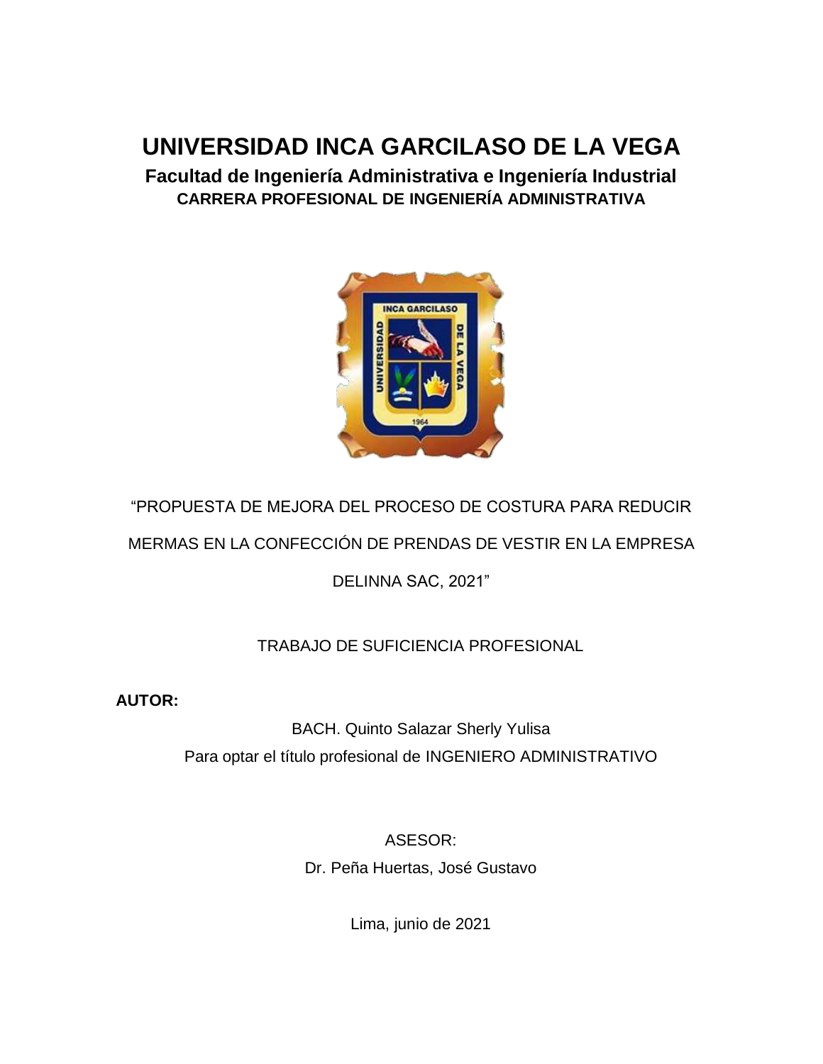# UNIVERSIDAD INCA GARCILASO DE LA VEGA

## Facultad de Ingeniería Administrativa e Ingeniería Industrial

### CARRERA PROFESIONAL DE INGENIERÍA ADMINISTRATIVA

"PROPUESTA DE MEJORA DEL PROCESO DE COSTURA PARA REDUCIR MERMAS EN LA CONFECCIÓN DE PRENDAS DE VESTIR EN LA EMPRESA DELINNA SAC, 2021"

TRABAJO DE SUFICIENCIA PROFESIONAL

**AUTOR:**

BACH. Quinto Salazar Sherly Yulisa

Para optar el título profesional de INGENIERO ADMINISTRATIVO

ASESOR:

Dr. Peña Huertas, José Gustavo

Lima, junio de 2021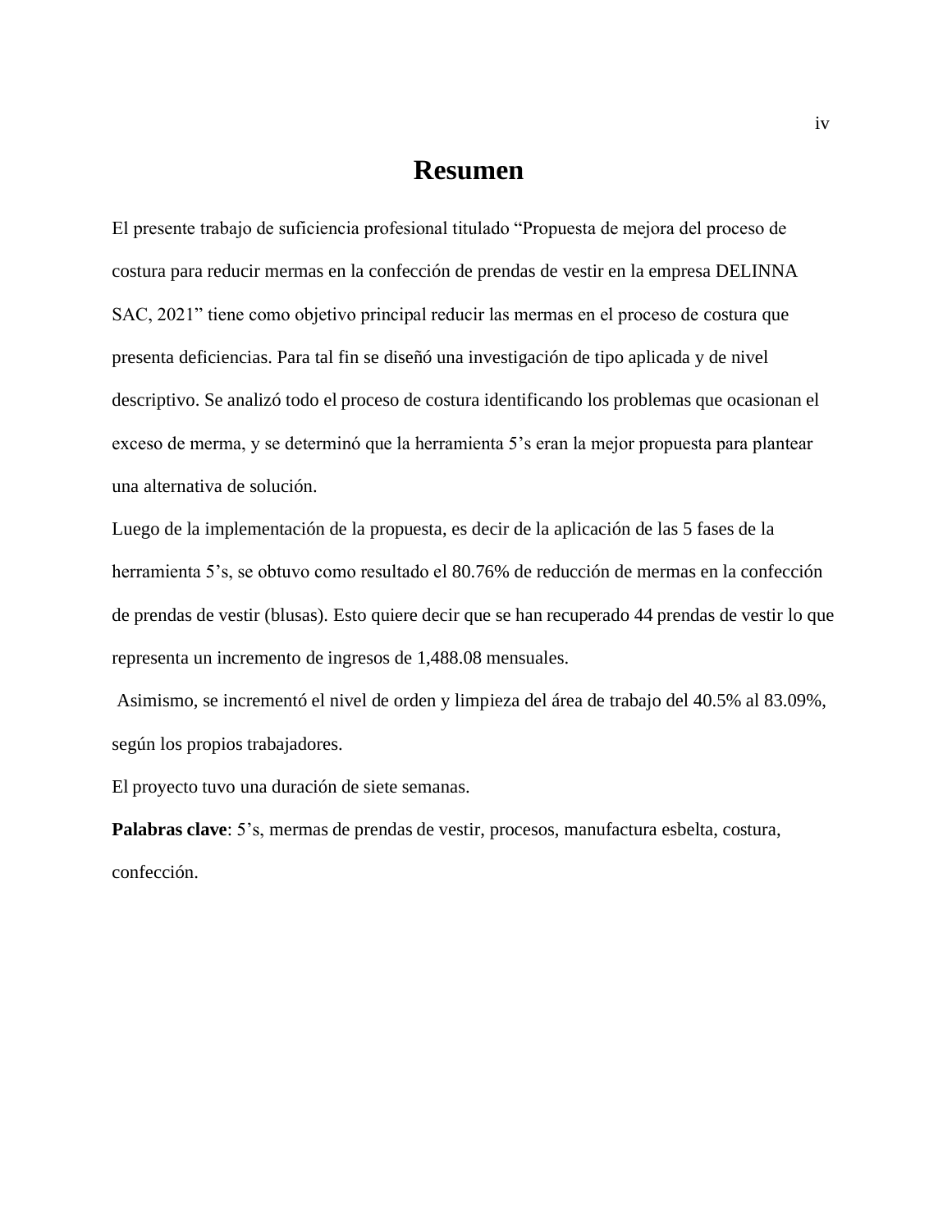# Resumen

El presente trabajo de suficiencia profesional titulado "Propuesta de mejora del proceso de costura para reducir mermas en la confección de prendas de vestir en la empresa DELINNA SAC, 2021" tiene como objetivo principal reducir las mermas en el proceso de costura que presenta deficiencias. Para tal fin se diseñó una investigación de tipo aplicada y de nivel descriptivo. Se analizó todo el proceso de costura identificando los problemas que ocasionan el exceso de merma, y se determinó que la herramienta 5's eran la mejor propuesta para plantear una alternativa de solución.

Luego de la implementación de la propuesta, es decir de la aplicación de las 5 fases de la herramienta 5's, se obtuvo como resultado el 80.76% de reducción de mermas en la confección de prendas de vestir (blusas). Esto quiere decir que se han recuperado 44 prendas de vestir lo que representa un incremento de ingresos de 1,488.08 mensuales.

Asimismo, se incrementó el nivel de orden y limpieza del área de trabajo del 40.5% al 83.09%, según los propios trabajadores.

El proyecto tuvo una duración de siete semanas.

**Palabras clave**: 5's, mermas de prendas de vestir, procesos, manufactura esbelta, costura, confección.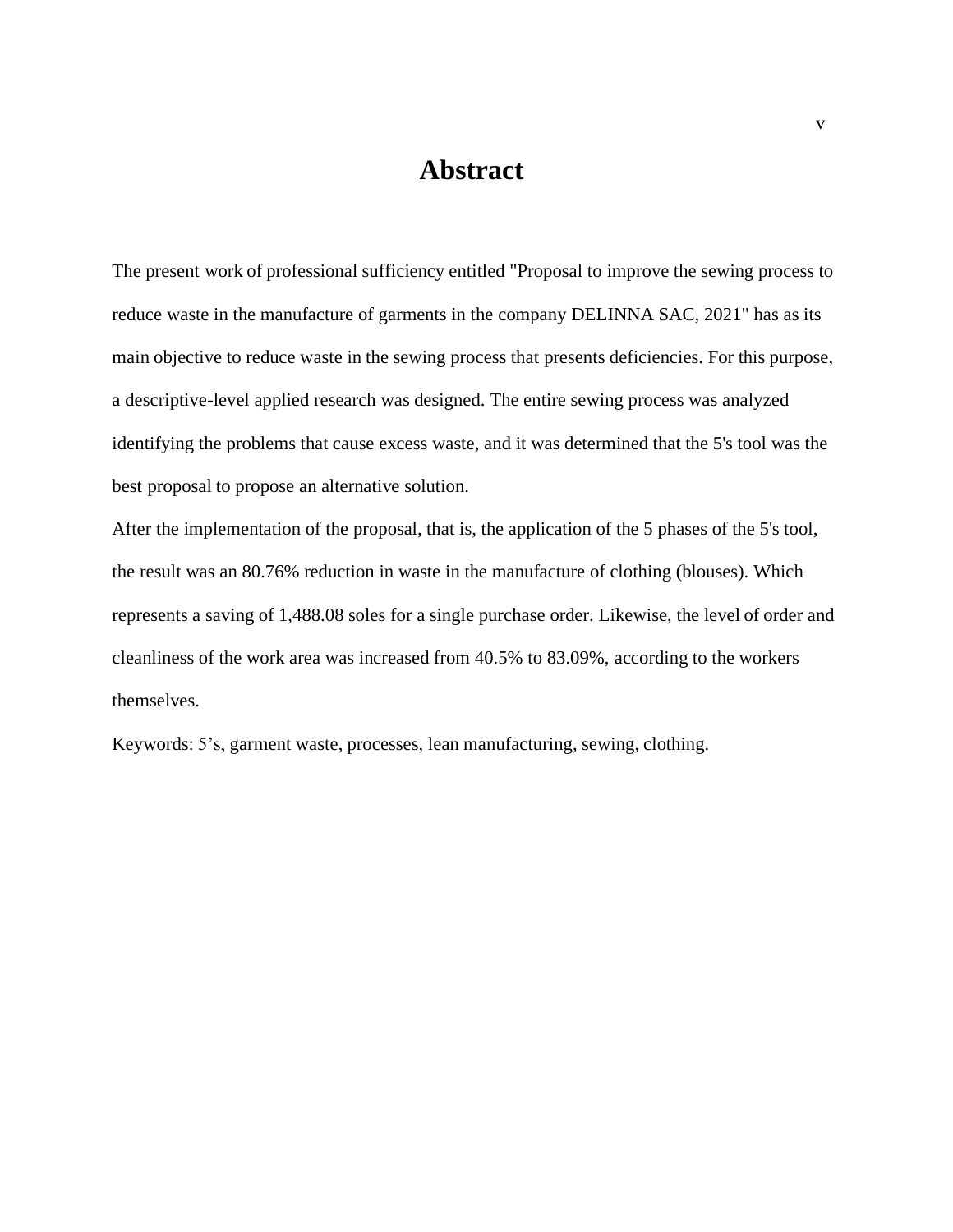# Abstract

The present work of professional sufficiency entitled "Proposal to improve the sewing process to reduce waste in the manufacture of garments in the company DELINNA SAC, 2021" has as its main objective to reduce waste in the sewing process that presents deficiencies. For this purpose, a descriptive-level applied research was designed. The entire sewing process was analyzed identifying the problems that cause excess waste, and it was determined that the 5's tool was the best proposal to propose an alternative solution.

After the implementation of the proposal, that is, the application of the 5 phases of the 5's tool, the result was an 80.76% reduction in waste in the manufacture of clothing (blouses). Which represents a saving of 1,488.08 soles for a single purchase order. Likewise, the level of order and cleanliness of the work area was increased from 40.5% to 83.09%, according to the workers themselves.

Keywords: 5’s, garment waste, processes, lean manufacturing, sewing, clothing.